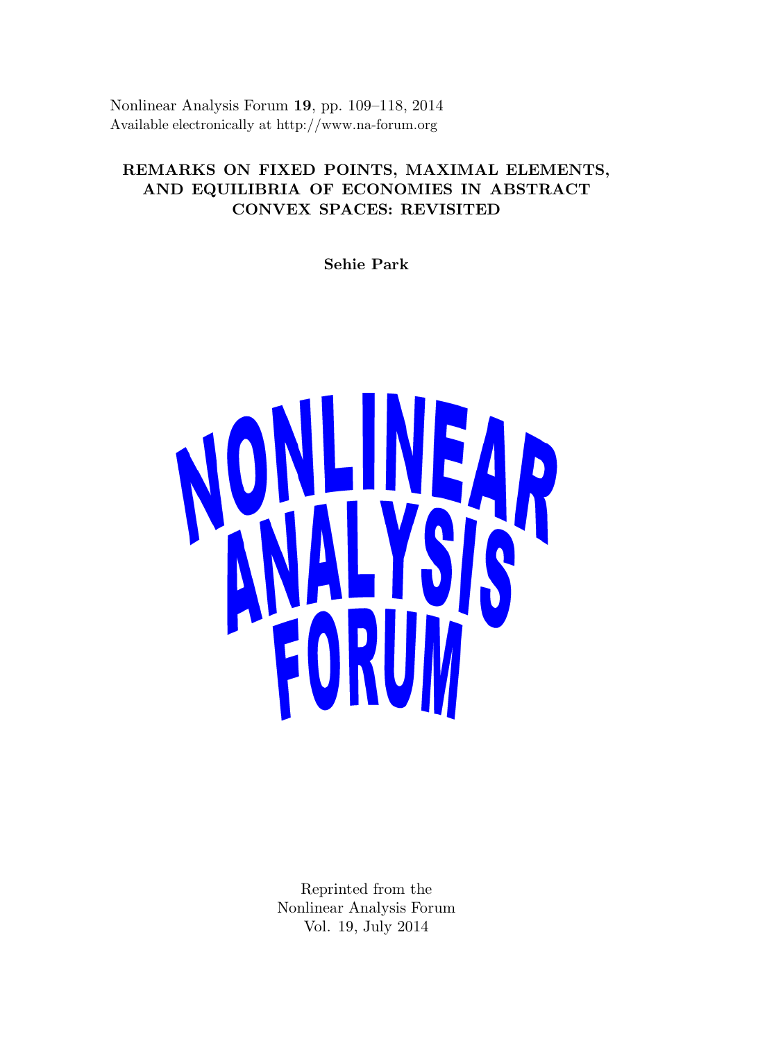Nonlinear Analysis Forum **19**, pp. 109–118, 2014
Available electronically at http://www.na-forum.org

# REMARKS ON FIXED POINTS, MAXIMAL ELEMENTS, AND EQUILIBRIA OF ECONOMIES IN ABSTRACT CONVEX SPACES: REVISITED

**Sehie Park**

NONLINEAR ANALYSIS FORUM

Reprinted from the
Nonlinear Analysis Forum
Vol. 19, July 2014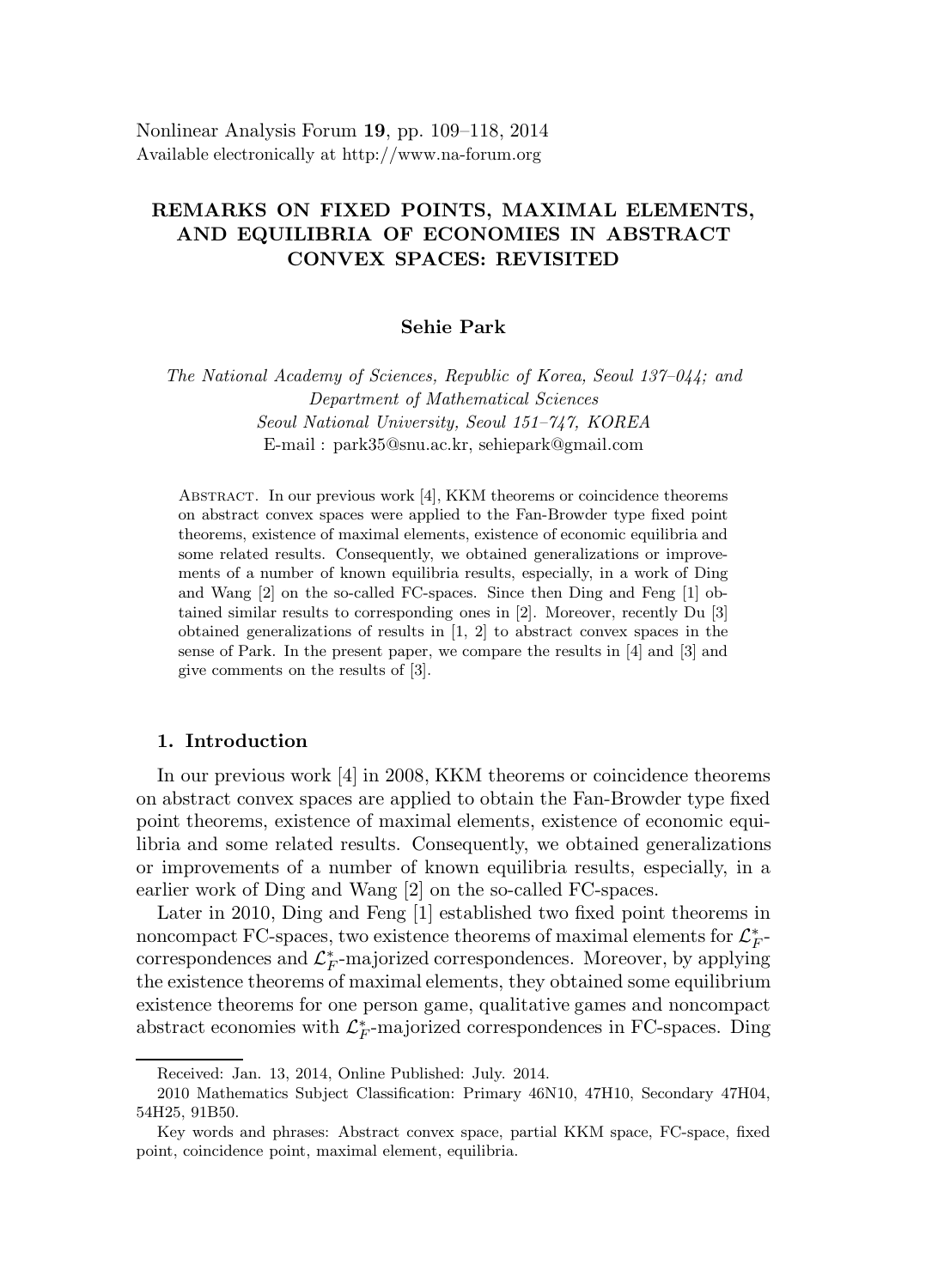Nonlinear Analysis Forum **19**, pp. 109–118, 2014
Available electronically at http://www.na-forum.org

# REMARKS ON FIXED POINTS, MAXIMAL ELEMENTS, AND EQUILIBRIA OF ECONOMIES IN ABSTRACT CONVEX SPACES: REVISITED

**Sehie Park**

*The National Academy of Sciences, Republic of Korea, Seoul 137–044; and Department of Mathematical Sciences Seoul National University, Seoul 151–747, KOREA*
E-mail : park35@snu.ac.kr, sehiepark@gmail.com

Abstract. In our previous work [4], KKM theorems or coincidence theorems on abstract convex spaces were applied to the Fan-Browder type fixed point theorems, existence of maximal elements, existence of economic equilibria and some related results. Consequently, we obtained generalizations or improvements of a number of known equilibria results, especially, in a work of Ding and Wang [2] on the so-called FC-spaces. Since then Ding and Feng [1] obtained similar results to corresponding ones in [2]. Moreover, recently Du [3] obtained generalizations of results in [1, 2] to abstract convex spaces in the sense of Park. In the present paper, we compare the results in [4] and [3] and give comments on the results of [3].

## 1. Introduction

In our previous work [4] in 2008, KKM theorems or coincidence theorems on abstract convex spaces are applied to obtain the Fan-Browder fixed point theorems, existence of maximal elements, existence of economic equilibria and some related results. Consequently, we obtained generalizations or improvements of a number of known equilibria results, especially, in a earlier work of Ding and Wang [2] on the so-called FC-spaces.

Later in 2010, Ding and Feng [1] established two fixed point theorems in noncompact FC-spaces, two existence theorems of maximal elements for $\mathcal{L}_F^*$-correspondences and $\mathcal{L}_F^*$-majorized correspondences. Moreover, by applying the existence theorems of maximal elements, they obtained some equilibrium existence theorems for one person game, qualitative games and noncompact abstract economies with $\mathcal{L}_F^*$-majorized correspondences in FC-spaces. Ding

Received: Jan. 13, 2014, Online Published: July. 2014.

2010 Mathematics Subject Classification: Primary 46N10, 47H10, Secondary 47H04, 54H25, 91B50.

Key words and phrases: Abstract convex space, partial KKM space, FC-space, fixed point, coincidence point, maximal element, equilibria.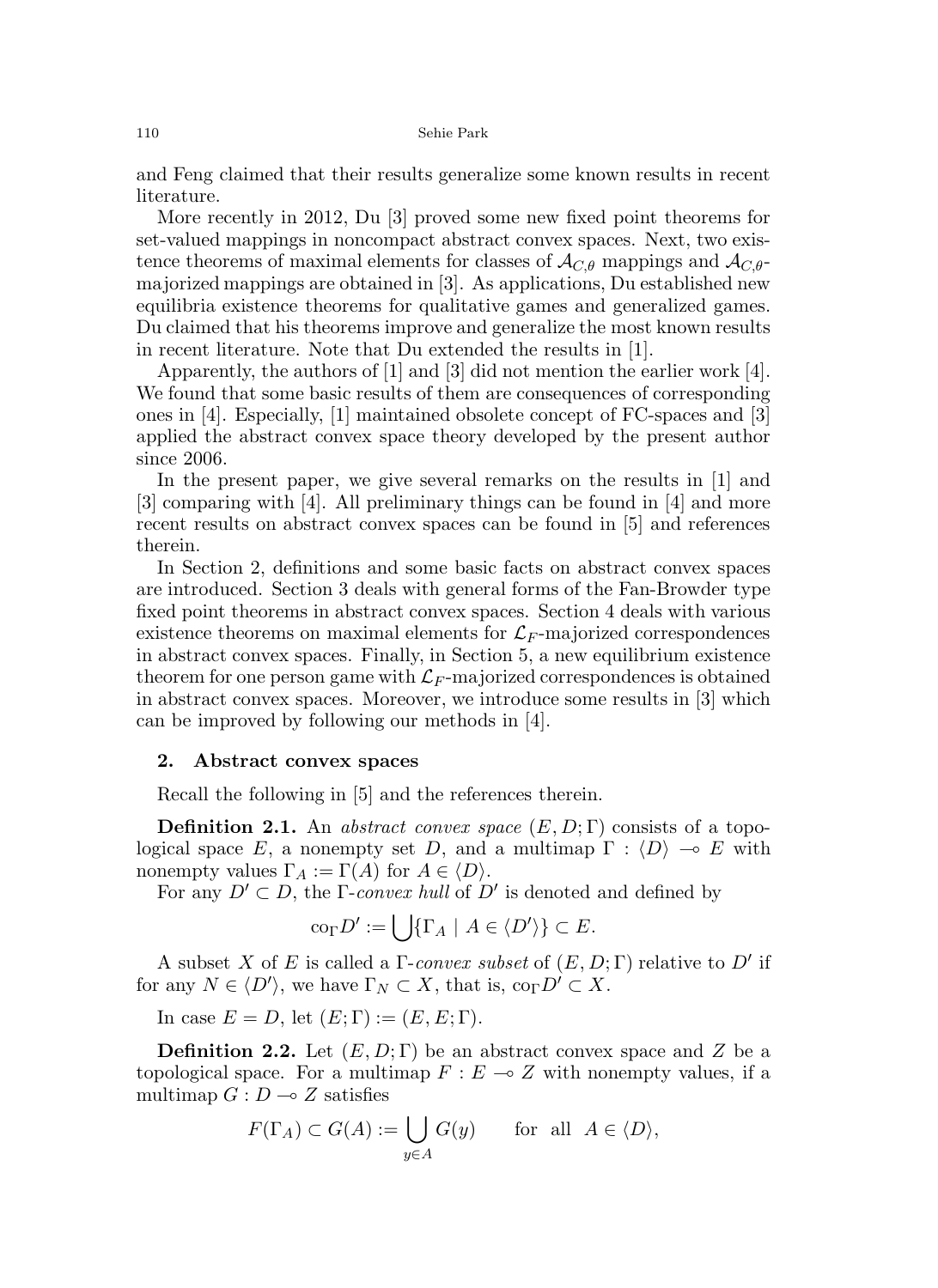and Feng claimed that their results generalize some known results in recent literature.

More recently in 2012, Du [3] proved some new fixed point theorems for set-valued mappings in noncompact abstract convex spaces. Next, two existence theorems of maximal elements for classes of $\mathcal{A}_{C,\theta}$ mappings and $\mathcal{A}_{C,\theta}$-majorized mappings are obtained in [3]. As applications, Du established new equilibria existence theorems for qualitative games and generalized games. Du claimed that his theorems improve and generalize the most known results in recent literature. Note that Du extended the results in [1].

Apparently, the authors of [1] and [3] did not mention the earlier work [4]. We found that some basic results of them are consequences of corresponding ones in [4]. Especially, [1] maintained obsolete concept of FC-spaces and [3] applied the abstract convex space theory developed by the present author since 2006.

In the present paper, we give several remarks on the results in [1] and [3] comparing with [4]. All preliminary things can be found in [4] and more recent results on abstract convex spaces can be found in [5] and references therein.

In Section 2, definitions and some basic facts on abstract convex spaces are introduced. Section 3 deals with general forms of the Fan-Browder type fixed point theorems in abstract convex spaces. Section 4 deals with various existence theorems on maximal elements for $\mathcal{L}_F$-majorized correspondences in abstract convex spaces. Finally, in Section 5, a new equilibrium existence theorem for one person game with $\mathcal{L}_F$-majorized correspondences is obtained in abstract convex spaces. Moreover, we introduce some results in [3] which can be improved by following our methods in [4].

## 2. Abstract convex spaces

Recall the following in [5] and the references therein.

**Definition 2.1.** An *abstract convex space* $(E, D; \Gamma)$ consists of a topological space $E$, a nonempty set $D$, and a multimap $\Gamma : \langle D\rangle \multimap E$ with nonempty values $\Gamma_A := \Gamma(A)$ for $A \in \langle D\rangle$.

For any $D' \subset D$, the $\Gamma$-*convex hull* of $D'$ is denoted and defined by

$$\mathrm{co}_\Gamma D' := \bigcup\{\Gamma_A \mid A \in \langle D'\rangle\} \subset E.$$

A subset $X$ of $E$ is called a $\Gamma$-*convex subset* of $(E, D; \Gamma)$ relative to $D'$ if for any $N \in \langle D'\rangle$, we have $\Gamma_N \subset X$, that is, $\mathrm{co}_\Gamma D' \subset X$.

In case $E = D$, let $(E; \Gamma) := (E, E; \Gamma)$.

**Definition 2.2.** Let $(E, D; \Gamma)$ be an abstract convex space and $Z$ be a topological space. For a multimap $F : E \multimap Z$ with nonempty values, if a multimap $G : D \multimap Z$ satisfies

$$F(\Gamma_A) \subset G(A) := \bigcup_{y\in A} G(y) \qquad \text{for all } \ A \in \langle D\rangle,$$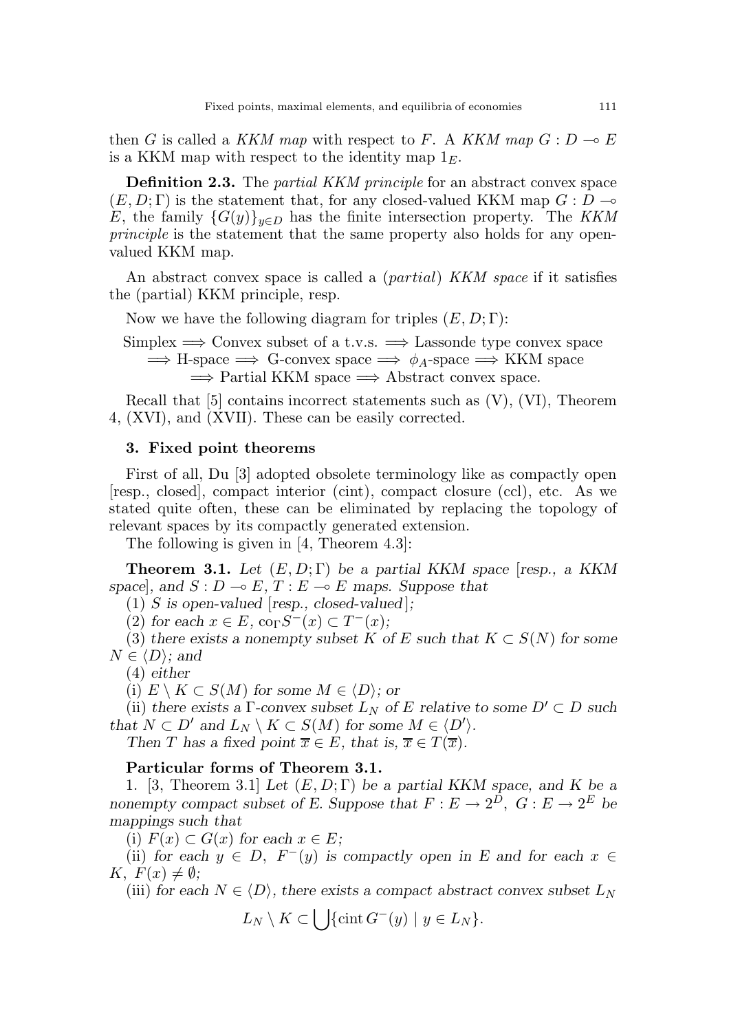then $G$ is called a *KKM map* with respect to $F$. A *KKM map* $G : D \multimap E$ is a KKM map with respect to the identity map $1_E$.

**Definition 2.3.** The *partial KKM principle* for an abstract convex space $(E, D; \Gamma)$ is the statement that, for any closed-valued KKM map $G : D \multimap E$, the family $\{G(y)\}_{y \in D}$ has the finite intersection property. The *KKM principle* is the statement that the same property also holds for any open-valued KKM map.

An abstract convex space is called a (*partial*) *KKM space* if it satisfies the (partial) KKM principle, resp.

Now we have the following diagram for triples $(E, D; \Gamma)$:

Simplex $\Longrightarrow$ Convex subset of a t.v.s. $\Longrightarrow$ Lassonde type convex space
$\Longrightarrow$ H-space $\Longrightarrow$ G-convex space $\Longrightarrow$ $\phi_A$-space $\Longrightarrow$ KKM space
$\Longrightarrow$ Partial KKM space $\Longrightarrow$ Abstract convex space.

Recall that [5] contains incorrect statements such as (V), (VI), Theorem 4, (XVI), and (XVII). These can be easily corrected.

## 3. Fixed point theorems

First of all, Du [3] adopted obsolete terminology like as compactly open [resp., closed], compact interior (cint), compact closure (ccl), etc. As we stated quite often, these can be eliminated by replacing the topology of relevant spaces by its compactly generated extension.

The following is given in [4, Theorem 4.3]:

**Theorem 3.1.** *Let $(E, D; \Gamma)$ be a partial KKM space [resp., a KKM space], and $S : D \multimap E$, $T : E \multimap E$ maps. Suppose that*

*(1) $S$ is open-valued [resp., closed-valued];*

*(2) for each $x \in E$, $\mathrm{co}_\Gamma S^-(x) \subset T^-(x)$;*

*(3) there exists a nonempty subset $K$ of $E$ such that $K \subset S(N)$ for some $N \in \langle D \rangle$; and*

*(4) either*

*(i) $E \setminus K \subset S(M)$ for some $M \in \langle D \rangle$; or*

*(ii) there exists a $\Gamma$-convex subset $L_N$ of $E$ relative to some $D' \subset D$ such that $N \subset D'$ and $L_N \setminus K \subset S(M)$ for some $M \in \langle D' \rangle$.*

*Then $T$ has a fixed point $\overline{x} \in E$, that is, $\overline{x} \in T(\overline{x})$.*

**Particular forms of Theorem 3.1.**

1. [3, Theorem 3.1] *Let $(E, D; \Gamma)$ be a partial KKM space, and $K$ be a nonempty compact subset of $E$. Suppose that $F : E \to 2^D$, $G : E \to 2^E$ be mappings such that*

*(i) $F(x) \subset G(x)$ for each $x \in E$;*

*(ii) for each $y \in D$, $F^-(y)$ is compactly open in $E$ and for each $x \in K$, $F(x) \neq \emptyset$;*

*(iii) for each $N \in \langle D \rangle$, there exists a compact abstract convex subset $L_N$*

$$L_N \setminus K \subset \bigcup \{\mathrm{cint}\, G^-(y) \mid y \in L_N\}.$$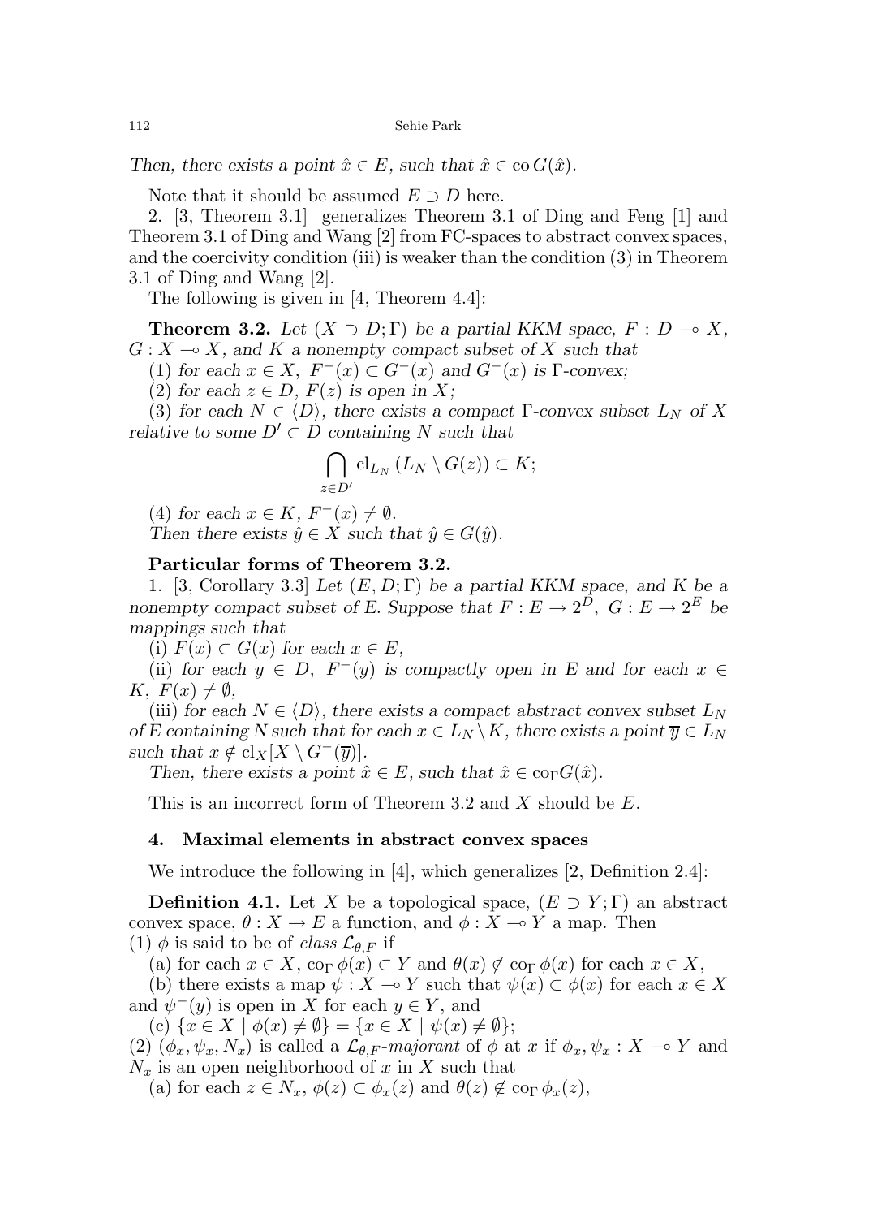*Then, there exists a point $\hat{x} \in E$, such that $\hat{x} \in \operatorname{co} G(\hat{x})$.*

Note that it should be assumed $E \supset D$ here.

2. [3, Theorem 3.1] generalizes Theorem 3.1 of Ding and Feng [1] and Theorem 3.1 of Ding and Wang [2] from FC-spaces to abstract convex spaces, and the coercivity condition (iii) is weaker than the condition (3) in Theorem 3.1 of Ding and Wang [2].

The following is given in [4, Theorem 4.4]:

**Theorem 3.2.** *Let $(X \supset D; \Gamma)$ be a partial KKM space, $F : D \multimap X$, $G : X \multimap X$, and $K$ a nonempty compact subset of $X$ such that*

(1) *for each $x \in X$, $F^-(x) \subset G^-(x)$ and $G^-(x)$ is $\Gamma$-convex;*

(2) *for each $z \in D$, $F(z)$ is open in $X$;*

(3) *for each $N \in \langle D \rangle$, there exists a compact $\Gamma$-convex subset $L_N$ of $X$ relative to some $D' \subset D$ containing $N$ such that*

$$\bigcap_{z \in D'} \operatorname{cl}_{L_N} (L_N \setminus G(z)) \subset K;$$

(4) *for each $x \in K$, $F^-(x) \neq \emptyset$.*

*Then there exists $\hat{y} \in X$ such that $\hat{y} \in G(\hat{y})$.*

**Particular forms of Theorem 3.2.**

1. [3, Corollary 3.3] *Let $(E, D; \Gamma)$ be a partial KKM space, and $K$ be a nonempty compact subset of $E$. Suppose that $F : E \to 2^D$, $G : E \to 2^E$ be mappings such that*

(i) *$F(x) \subset G(x)$ for each $x \in E$,*

(ii) *for each $y \in D$, $F^-(y)$ is compactly open in $E$ and for each $x \in K$, $F(x) \neq \emptyset$,*

(iii) *for each $N \in \langle D \rangle$, there exists a compact abstract convex subset $L_N$ of $E$ containing $N$ such that for each $x \in L_N \setminus K$, there exists a point $\overline{y} \in L_N$ such that $x \notin \operatorname{cl}_X[X \setminus G^-(\overline{y})]$.*

*Then, there exists a point $\hat{x} \in E$, such that $\hat{x} \in \operatorname{co}_\Gamma G(\hat{x})$.*

This is an incorrect form of Theorem 3.2 and $X$ should be $E$.

## 4. Maximal elements in abstract convex spaces

We introduce the following in [4], which generalizes [2, Definition 2.4]:

**Definition 4.1.** Let $X$ be a topological space, $(E \supset Y; \Gamma)$ an abstract convex space, $\theta : X \to E$ a function, and $\phi : X \multimap Y$ a map. Then

(1) $\phi$ is said to be of *class* $\mathcal{L}_{\theta,F}$ if

(a) for each $x \in X$, $\operatorname{co}_\Gamma \phi(x) \subset Y$ and $\theta(x) \notin \operatorname{co}_\Gamma \phi(x)$ for each $x \in X$,

(b) there exists a map $\psi : X \multimap Y$ such that $\psi(x) \subset \phi(x)$ for each $x \in X$ and $\psi^-(y)$ is open in $X$ for each $y \in Y$, and

(c) $\{x \in X \mid \phi(x) \neq \emptyset\} = \{x \in X \mid \psi(x) \neq \emptyset\}$;

(2) $(\phi_x, \psi_x, N_x)$ is called a $\mathcal{L}_{\theta,F}$-*majorant* of $\phi$ at $x$ if $\phi_x, \psi_x : X \multimap Y$ and $N_x$ is an open neighborhood of $x$ in $X$ such that

(a) for each $z \in N_x$, $\phi(z) \subset \phi_x(z)$ and $\theta(z) \notin \operatorname{co}_\Gamma \phi_x(z)$,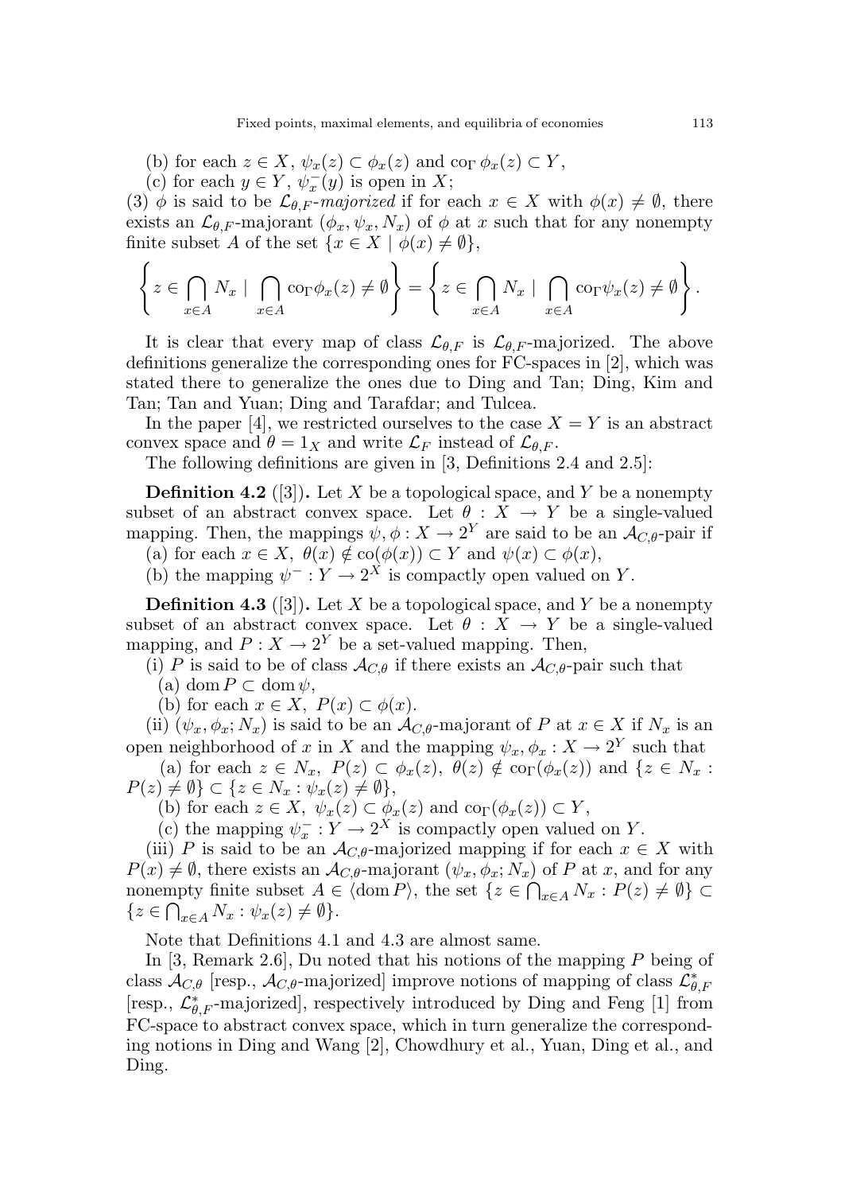(b) for each $z \in X$, $\psi_x(z) \subset \phi_x(z)$ and $\mathrm{co}_\Gamma\, \phi_x(z) \subset Y$,

(c) for each $y \in Y$, $\psi_x^-(y)$ is open in $X$;

(3) $\phi$ is said to be $\mathcal{L}_{\theta,F}$-*majorized* if for each $x \in X$ with $\phi(x) \neq \emptyset$, there exists an $\mathcal{L}_{\theta,F}$-majorant $(\phi_x, \psi_x, N_x)$ of $\phi$ at $x$ such that for any nonempty finite subset $A$ of the set $\{x \in X \mid \phi(x) \neq \emptyset\}$,

$$\left\{ z \in \bigcap_{x \in A} N_x \mid \bigcap_{x \in A} \mathrm{co}_\Gamma \phi_x(z) \neq \emptyset \right\} = \left\{ z \in \bigcap_{x \in A} N_x \mid \bigcap_{x \in A} \mathrm{co}_\Gamma \psi_x(z) \neq \emptyset \right\}.$$

It is clear that every map of class $\mathcal{L}_{\theta,F}$ is $\mathcal{L}_{\theta,F}$-majorized. The above definitions generalize the corresponding ones for FC-spaces in [2], which was stated there to generalize the ones due to Ding and Tan; Ding, Kim and Tan; Tan and Yuan; Ding and Tarafdar; and Tulcea.

In the paper [4], we restricted ourselves to the case $X = Y$ is an abstract convex space and $\theta = 1_X$ and write $\mathcal{L}_F$ instead of $\mathcal{L}_{\theta,F}$.

The following definitions are given in [3, Definitions 2.4 and 2.5]:

**Definition 4.2** ([3])**.** Let $X$ be a topological space, and $Y$ be a nonempty subset of an abstract convex space. Let $\theta : X \to Y$ be a single-valued mapping. Then, the mappings $\psi, \phi : X \to 2^Y$ are said to be an $\mathcal{A}_{C,\theta}$-pair if

(a) for each $x \in X$, $\theta(x) \notin \mathrm{co}(\phi(x)) \subset Y$ and $\psi(x) \subset \phi(x)$,

(b) the mapping $\psi^- : Y \to 2^X$ is compactly open valued on $Y$.

**Definition 4.3** ([3])**.** Let $X$ be a topological space, and $Y$ be a nonempty subset of an abstract convex space. Let $\theta : X \to Y$ be a single-valued mapping, and $P : X \to 2^Y$ be a set-valued mapping. Then,

(i) $P$ is said to be of class $\mathcal{A}_{C,\theta}$ if there exists an $\mathcal{A}_{C,\theta}$-pair such that

(a) $\mathrm{dom}\, P \subset \mathrm{dom}\, \psi$,

(b) for each $x \in X$, $P(x) \subset \phi(x)$.

(ii) $(\psi_x, \phi_x; N_x)$ is said to be an $\mathcal{A}_{C,\theta}$-majorant of $P$ at $x \in X$ if $N_x$ is an open neighborhood of $x$ in $X$ and the mapping $\psi_x, \phi_x : X \to 2^Y$ such that

(a) for each $z \in N_x$, $P(z) \subset \phi_x(z)$, $\theta(z) \notin \mathrm{co}_\Gamma(\phi_x(z))$ and $\{z \in N_x : P(z) \neq \emptyset\} \subset \{z \in N_x : \psi_x(z) \neq \emptyset\}$,

(b) for each $z \in X$, $\psi_x(z) \subset \phi_x(z)$ and $\mathrm{co}_\Gamma(\phi_x(z)) \subset Y$,

(c) the mapping $\psi_x^- : Y \to 2^X$ is compactly open valued on $Y$.

(iii) $P$ is said to be an $\mathcal{A}_{C,\theta}$-majorized mapping if for each $x \in X$ with $P(x) \neq \emptyset$, there exists an $\mathcal{A}_{C,\theta}$-majorant $(\psi_x, \phi_x; N_x)$ of $P$ at $x$, and for any nonempty finite subset $A \in \langle \mathrm{dom}\, P \rangle$, the set $\{z \in \bigcap_{x \in A} N_x : P(z) \neq \emptyset\} \subset \{z \in \bigcap_{x \in A} N_x : \psi_x(z) \neq \emptyset\}$.

Note that Definitions 4.1 and 4.3 are almost same.

In [3, Remark 2.6], Du noted that his notions of the mapping $P$ being of class $\mathcal{A}_{C,\theta}$ [resp., $\mathcal{A}_{C,\theta}$-majorized] improve notions of mapping of class $\mathcal{L}^*_{\theta,F}$ [resp., $\mathcal{L}^*_{\theta,F}$-majorized], respectively introduced by Ding and Feng [1] from FC-space to abstract convex space, which in turn generalize the corresponding notions in Ding and Wang [2], Chowdhury et al., Yuan, Ding et al., and Ding.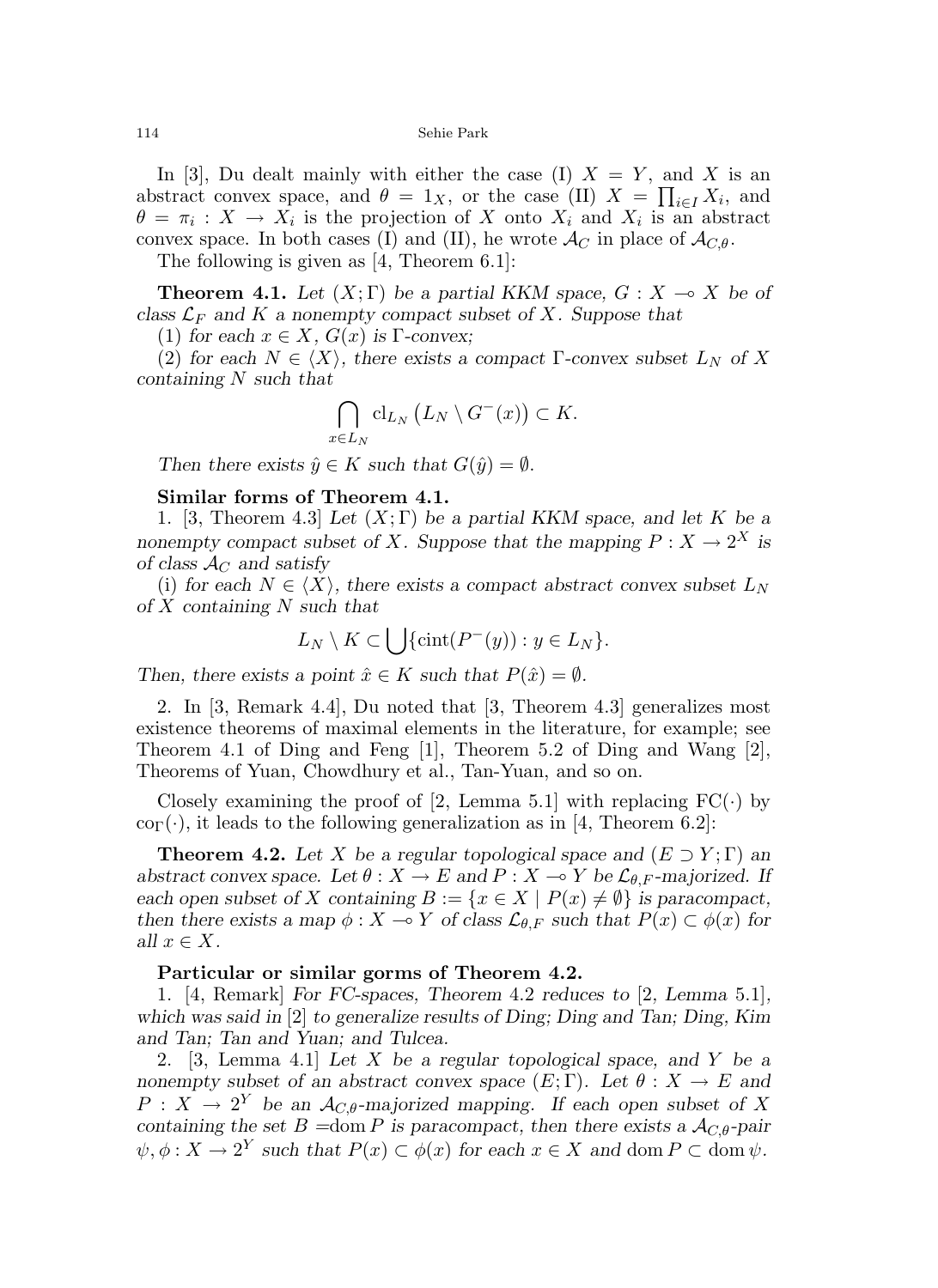In [3], Du dealt mainly with either the case (I) $X = Y$, and $X$ is an abstract convex space, and $\theta = 1_X$, or the case (II) $X = \prod_{i \in I} X_i$, and $\theta = \pi_i : X \to X_i$ is the projection of $X$ onto $X_i$ and $X_i$ is an abstract convex space. In both cases (I) and (II), he wrote $\mathcal{A}_C$ in place of $\mathcal{A}_{C,\theta}$.

The following is given as [4, Theorem 6.1]:

**Theorem 4.1.** *Let $(X; \Gamma)$ be a partial KKM space, $G : X \multimap X$ be of class $\mathcal{L}_F$ and $K$ a nonempty compact subset of $X$. Suppose that*

(1) *for each $x \in X$, $G(x)$ is $\Gamma$-convex;*

(2) *for each $N \in \langle X \rangle$, there exists a compact $\Gamma$-convex subset $L_N$ of $X$ containing $N$ such that*

$$\bigcap_{x \in L_N} \mathrm{cl}_{L_N} \left( L_N \setminus G^{-}(x) \right) \subset K.$$

*Then there exists $\hat{y} \in K$ such that $G(\hat{y}) = \emptyset$.*

**Similar forms of Theorem 4.1.**

1. [3, Theorem 4.3] *Let $(X; \Gamma)$ be a partial KKM space, and let $K$ be a nonempty compact subset of $X$. Suppose that the mapping $P : X \to 2^X$ is of class $\mathcal{A}_C$ and satisfy*

(i) *for each $N \in \langle X \rangle$, there exists a compact abstract convex subset $L_N$ of $X$ containing $N$ such that*

$$L_N \setminus K \subset \bigcup \{ \mathrm{cint}(P^{-}(y)) : y \in L_N \}.$$

*Then, there exists a point $\hat{x} \in K$ such that $P(\hat{x}) = \emptyset$.*

2. In [3, Remark 4.4], Du noted that [3, Theorem 4.3] generalizes most existence theorems of maximal elements in the literature, for example; see Theorem 4.1 of Ding and Feng [1], Theorem 5.2 of Ding and Wang [2], Theorems of Yuan, Chowdhury et al., Tan-Yuan, and so on.

Closely examining the proof of [2, Lemma 5.1] with replacing $\mathrm{FC}(\cdot)$ by $\mathrm{co}_\Gamma(\cdot)$, it leads to the following generalization as in [4, Theorem 6.2]:

**Theorem 4.2.** *Let $X$ be a regular topological space and $(E \supset Y; \Gamma)$ an abstract convex space. Let $\theta : X \to E$ and $P : X \multimap Y$ be $\mathcal{L}_{\theta,F}$-majorized. If each open subset of $X$ containing $B := \{ x \in X \mid P(x) \neq \emptyset \}$ is paracompact, then there exists a map $\phi : X \multimap Y$ of class $\mathcal{L}_{\theta,F}$ such that $P(x) \subset \phi(x)$ for all $x \in X$.*

**Particular or similar gorms of Theorem 4.2.**

1. [4, Remark] *For FC-spaces, Theorem 4.2 reduces to [2, Lemma 5.1], which was said in [2] to generalize results of Ding; Ding and Tan; Ding, Kim and Tan; Tan and Yuan; and Tulcea.*

2. [3, Lemma 4.1] *Let $X$ be a regular topological space, and $Y$ be a nonempty subset of an abstract convex space $(E; \Gamma)$. Let $\theta : X \to E$ and $P : X \to 2^Y$ be an $\mathcal{A}_{C,\theta}$-majorized mapping. If each open subset of $X$ containing the set $B = \mathrm{dom}\, P$ is paracompact, then there exists a $\mathcal{A}_{C,\theta}$-pair $\psi, \phi : X \to 2^Y$ such that $P(x) \subset \phi(x)$ for each $x \in X$ and $\mathrm{dom}\, P \subset \mathrm{dom}\, \psi$.*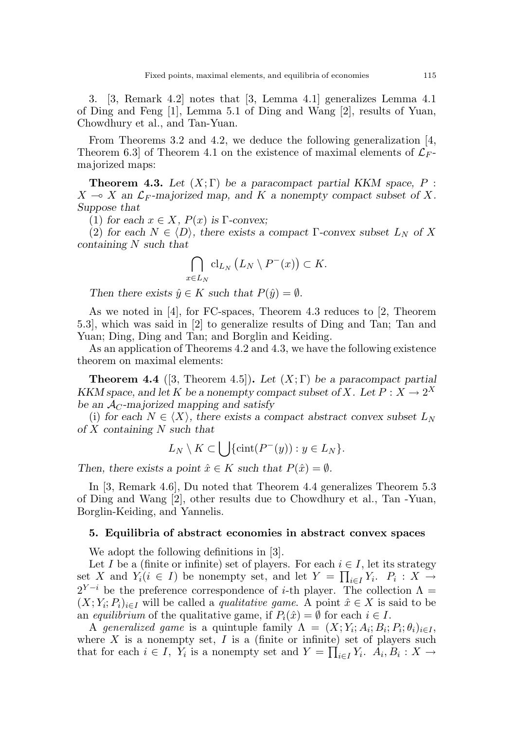3. [3, Remark 4.2] notes that [3, Lemma 4.1] generalizes Lemma 4.1 of Ding and Feng [1], Lemma 5.1 of Ding and Wang [2], results of Yuan, Chowdhury et al., and Tan-Yuan.

From Theorems 3.2 and 4.2, we deduce the following generalization [4, Theorem 6.3] of Theorem 4.1 on the existence of maximal elements of $\mathcal{L}_F$-majorized maps:

**Theorem 4.3.** *Let $(X;\Gamma)$ be a paracompact partial KKM space, $P : X \multimap X$ an $\mathcal{L}_F$-majorized map, and $K$ a nonempty compact subset of $X$. Suppose that*

(1) *for each $x \in X$, $P(x)$ is $\Gamma$-convex;*

(2) *for each $N \in \langle D \rangle$, there exists a compact $\Gamma$-convex subset $L_N$ of $X$ containing $N$ such that*

$$\bigcap_{x \in L_N} \mathrm{cl}_{L_N} \left( L_N \setminus P^{-}(x) \right) \subset K.$$

*Then there exists $\hat{y} \in K$ such that $P(\hat{y}) = \emptyset$.*

As we noted in [4], for FC-spaces, Theorem 4.3 reduces to [2, Theorem 5.3], which was said in [2] to generalize results of Ding and Tan; Tan and Yuan; Ding, Ding and Tan; and Borglin and Keiding.

As an application of Theorems 4.2 and 4.3, we have the following existence theorem on maximal elements:

**Theorem 4.4** ([3, Theorem 4.5])**.** *Let $(X;\Gamma)$ be a paracompact partial KKM space, and let $K$ be a nonempty compact subset of $X$. Let $P : X \to 2^X$ be an $\mathcal{A}_C$-majorized mapping and satisfy*

(i) *for each $N \in \langle X \rangle$, there exists a compact abstract convex subset $L_N$ of $X$ containing $N$ such that*

$$L_N \setminus K \subset \bigcup \{ \mathrm{cint}(P^{-}(y)) : y \in L_N \}.$$

*Then, there exists a point $\hat{x} \in K$ such that $P(\hat{x}) = \emptyset$.*

In [3, Remark 4.6], Du noted that Theorem 4.4 generalizes Theorem 5.3 of Ding and Wang [2], other results due to Chowdhury et al., Tan -Yuan, Borglin-Keiding, and Yannelis.

## 5. Equilibria of abstract economies in abstract convex spaces

We adopt the following definitions in [3].

Let $I$ be a (finite or infinite) set of players. For each $i \in I$, let its strategy set $X$ and $Y_i (i \in I)$ be nonempty set, and let $Y = \prod_{i \in I} Y_i$. $P_i : X \to 2^{Y-i}$ be the preference correspondence of $i$-th player. The collection $\Lambda = (X; Y_i; P_i)_{i \in I}$ will be called a *qualitative game*. A point $\hat{x} \in X$ is said to be an *equilibrium* of the qualitative game, if $P_i(\hat{x}) = \emptyset$ for each $i \in I$.

A *generalized game* is a quintuple family $\Lambda = (X; Y_i; A_i; B_i; P_i; \theta_i)_{i \in I}$, where $X$ is a nonempty set, $I$ is a (finite or infinite) set of players such that for each $i \in I$, $Y_i$ is a nonempty set and $Y = \prod_{i \in I} Y_i$. $A_i, B_i : X \to$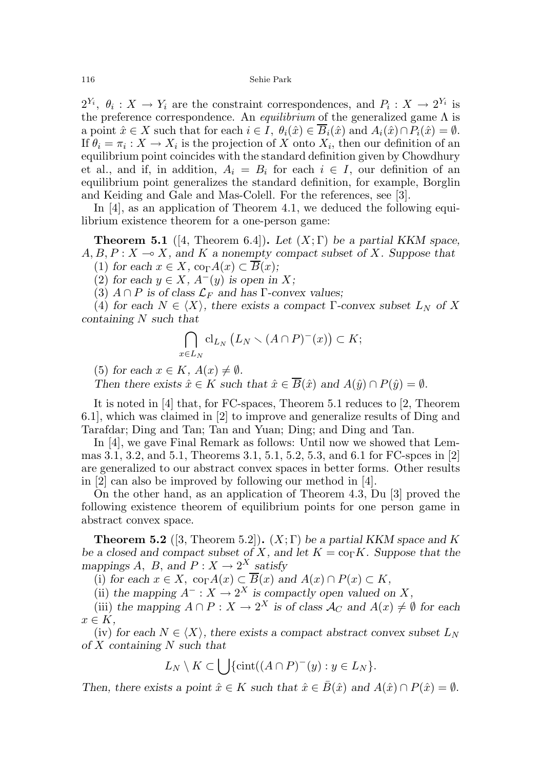$2^{Y_i}$, $\theta_i : X \to Y_i$ are the constraint correspondences, and $P_i : X \to 2^{Y_i}$ is the preference correspondence. An *equilibrium* of the generalized game $\Lambda$ is a point $\hat{x} \in X$ such that for each $i \in I$, $\theta_i(\hat{x}) \in \overline{B}_i(\hat{x})$ and $A_i(\hat{x}) \cap P_i(\hat{x}) = \emptyset$. If $\theta_i = \pi_i : X \to X_i$ is the projection of $X$ onto $X_i$, then our definition of an equilibrium point coincides with the standard definition given by Chowdhury et al., and if, in addition, $A_i = B_i$ for each $i \in I$, our definition of an equilibrium point generalizes the standard definition, for example, Borglin and Keiding and Gale and Mas-Colell. For the references, see [3].

In [4], as an application of Theorem 4.1, we deduced the following equilibrium existence theorem for a one-person game:

**Theorem 5.1** ([4, Theorem 6.4])**.** *Let $(X;\Gamma)$ be a partial KKM space, $A, B, P : X \multimap X$, and $K$ a nonempty compact subset of $X$. Suppose that*

(1) *for each $x \in X$, $\mathrm{co}_\Gamma A(x) \subset \overline{B}(x)$;*

(2) *for each $y \in X$, $A^-(y)$ is open in $X$;*

(3) *$A \cap P$ is of class $\mathcal{L}_F$ and has $\Gamma$-convex values;*

(4) *for each $N \in \langle X \rangle$, there exists a compact $\Gamma$-convex subset $L_N$ of $X$ containing $N$ such that*

$$\bigcap_{x \in L_N} \mathrm{cl}_{L_N} \left( L_N \setminus (A \cap P)^-(x) \right) \subset K;$$

(5) *for each $x \in K$, $A(x) \neq \emptyset$.*

*Then there exists $\hat{x} \in K$ such that $\hat{x} \in \overline{B}(\hat{x})$ and $A(\hat{y}) \cap P(\hat{y}) = \emptyset$.*

It is noted in [4] that, for FC-spaces, Theorem 5.1 reduces to [2, Theorem 6.1], which was claimed in [2] to improve and generalize results of Ding and Tarafdar; Ding and Tan; Tan and Yuan; Ding; and Ding and Tan.

In [4], we gave Final Remark as follows: Until now we showed that Lemmas 3.1, 3.2, and 5.1, Theorems 3.1, 5.1, 5.2, 5.3, and 6.1 for FC-spces in [2] are generalized to our abstract convex spaces in better forms. Other results in [2] can also be improved by following our method in [4].

On the other hand, as an application of Theorem 4.3, Du [3] proved the following existence theorem of equilibrium points for one person game in abstract convex space.

**Theorem 5.2** ([3, Theorem 5.2])**.** *$(X;\Gamma)$ be a partial KKM space and $K$ be a closed and compact subset of $X$, and let $K = \mathrm{co}_\Gamma K$. Suppose that the mappings $A$, $B$, and $P : X \to 2^X$ satisfy*

(i) *for each $x \in X$, $\mathrm{co}_\Gamma A(x) \subset \overline{B}(x)$ and $A(x) \cap P(x) \subset K$,*

(ii) *the mapping $A^- : X \to 2^X$ is compactly open valued on $X$,*

(iii) *the mapping $A \cap P : X \to 2^X$ is of class $\mathcal{A}_C$ and $A(x) \neq \emptyset$ for each $x \in K$,*

(iv) *for each $N \in \langle X \rangle$, there exists a compact abstract convex subset $L_N$ of $X$ containing $N$ such that*

$$L_N \setminus K \subset \bigcup \{\mathrm{cint}((A \cap P)^-(y) : y \in L_N\}.$$

*Then, there exists a point $\hat{x} \in K$ such that $\hat{x} \in \bar{B}(\hat{x})$ and $A(\hat{x}) \cap P(\hat{x}) = \emptyset$.*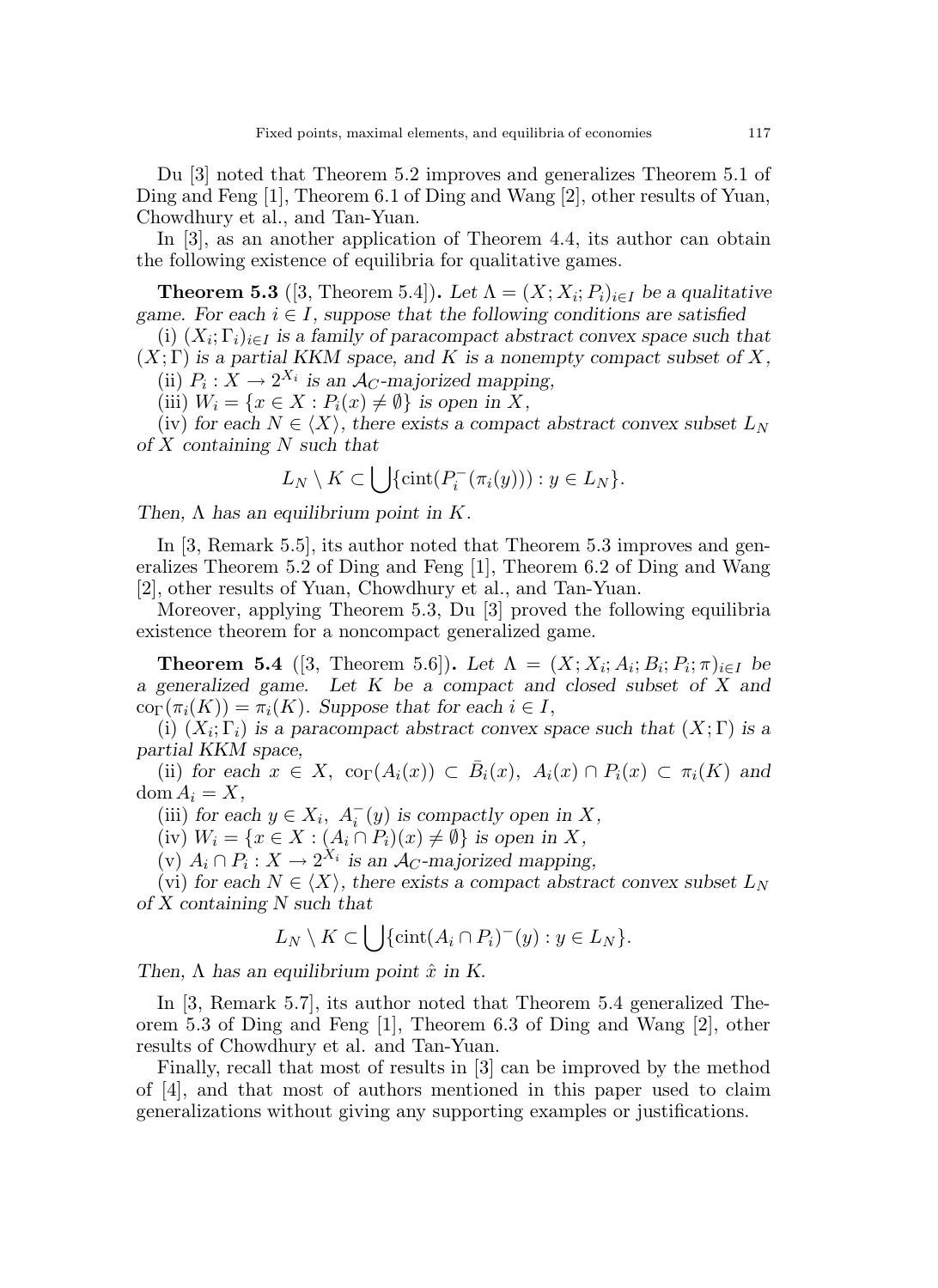Du [3] noted that Theorem 5.2 improves and generalizes Theorem 5.1 of Ding and Feng [1], Theorem 6.1 of Ding and Wang [2], other results of Yuan, Chowdhury et al., and Tan-Yuan.

In [3], as an another application of Theorem 4.4, its author can obtain the following existence of equilibria for qualitative games.

**Theorem 5.3** ([3, Theorem 5.4]). *Let $\Lambda = (X; X_i; P_i)_{i\in I}$ be a qualitative game. For each $i \in I$, suppose that the following conditions are satisfied*

(i) *$(X_i; \Gamma_i)_{i\in I}$ is a family of paracompact abstract convex space such that $(X; \Gamma)$ is a partial KKM space, and $K$ is a nonempty compact subset of $X$,*

(ii) *$P_i : X \to 2^{X_i}$ is an $\mathcal{A}_C$-majorized mapping,*

(iii) *$W_i = \{x \in X : P_i(x) \neq \emptyset\}$ is open in $X$,*

(iv) *for each $N \in \langle X\rangle$, there exists a compact abstract convex subset $L_N$ of $X$ containing $N$ such that*

$$L_N \setminus K \subset \bigcup\{\mathrm{cint}(P_i^-(\pi_i(y))) : y \in L_N\}.$$

*Then, $\Lambda$ has an equilibrium point in $K$.*

In [3, Remark 5.5], its author noted that Theorem 5.3 improves and generalizes Theorem 5.2 of Ding and Feng [1], Theorem 6.2 of Ding and Wang [2], other results of Yuan, Chowdhury et al., and Tan-Yuan.

Moreover, applying Theorem 5.3, Du [3] proved the following equilibria existence theorem for a noncompact generalized game.

**Theorem 5.4** ([3, Theorem 5.6]). *Let $\Lambda = (X; X_i; A_i; B_i; P_i; \pi)_{i\in I}$ be a generalized game. Let $K$ be a compact and closed subset of $X$ and $\mathrm{co}_\Gamma(\pi_i(K)) = \pi_i(K)$. Suppose that for each $i \in I$,*

(i) *$(X_i; \Gamma_i)$ is a paracompact abstract convex space such that $(X; \Gamma)$ is a partial KKM space,*

(ii) *for each $x \in X$, $\mathrm{co}_\Gamma(A_i(x)) \subset \bar{B}_i(x)$, $A_i(x) \cap P_i(x) \subset \pi_i(K)$ and $\mathrm{dom}\, A_i = X$,*

(iii) *for each $y \in X_i$, $A_i^-(y)$ is compactly open in $X$,*

(iv) *$W_i = \{x \in X : (A_i \cap P_i)(x) \neq \emptyset\}$ is open in $X$,*

(v) *$A_i \cap P_i : X \to 2^{X_i}$ is an $\mathcal{A}_C$-majorized mapping,*

(vi) *for each $N \in \langle X\rangle$, there exists a compact abstract convex subset $L_N$ of $X$ containing $N$ such that*

$$L_N \setminus K \subset \bigcup\{\mathrm{cint}(A_i \cap P_i)^-(y) : y \in L_N\}.$$

*Then, $\Lambda$ has an equilibrium point $\hat{x}$ in $K$.*

In [3, Remark 5.7], its author noted that Theorem 5.4 generalized Theorem 5.3 of Ding and Feng [1], Theorem 6.3 of Ding and Wang [2], other results of Chowdhury et al. and Tan-Yuan.

Finally, recall that most of results in [3] can be improved by the method of [4], and that most of authors mentioned in this paper used to claim generalizations without giving any supporting examples or justifications.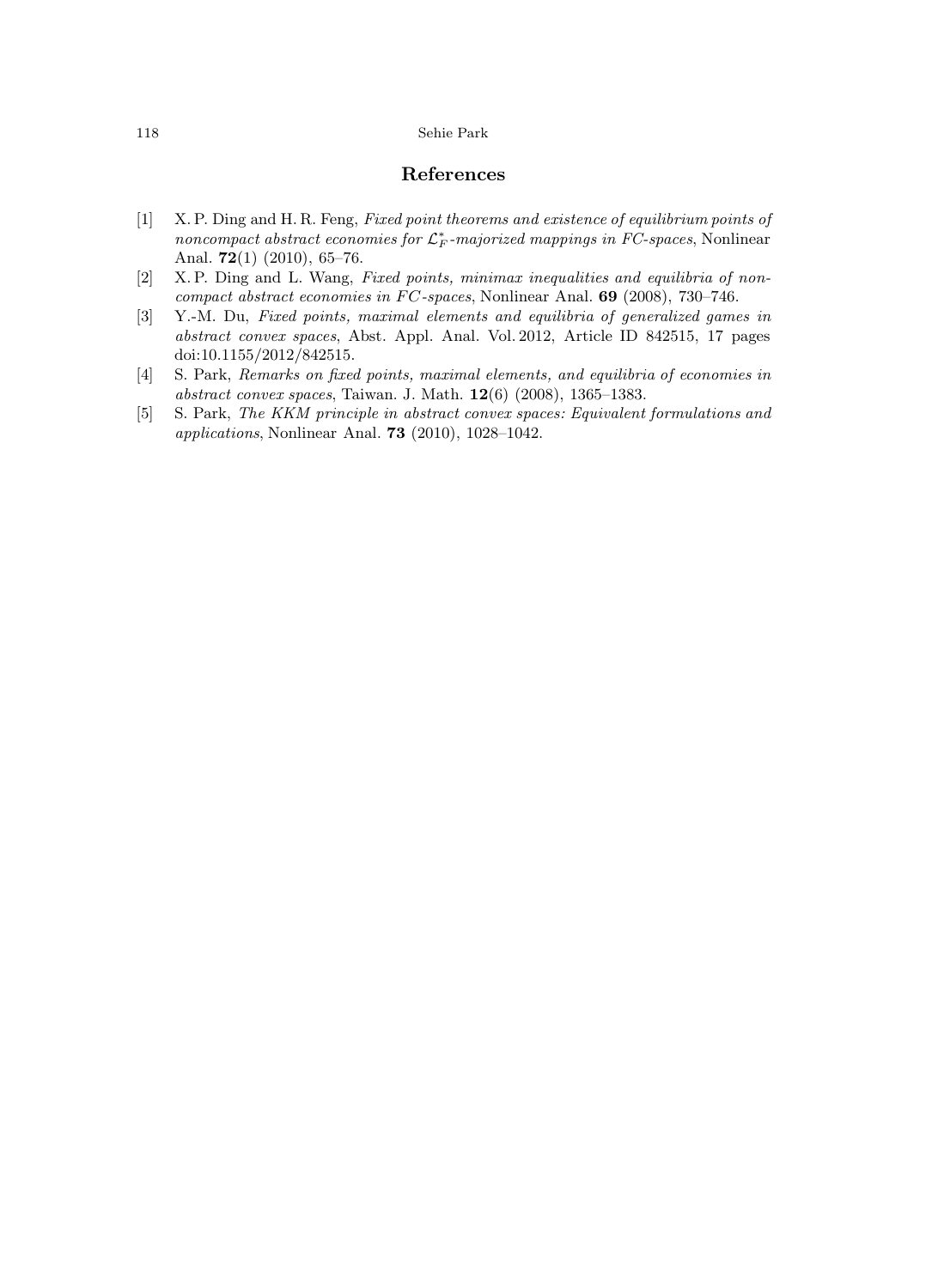## References

[1] X. P. Ding and H. R. Feng, *Fixed point theorems and existence of equilibrium points of noncompact abstract economies for $\mathcal{L}_F^*$-majorized mappings in FC-spaces*, Nonlinear Anal. **72**(1) (2010), 65–76.

[2] X. P. Ding and L. Wang, *Fixed points, minimax inequalities and equilibria of noncompact abstract economies in FC-spaces*, Nonlinear Anal. **69** (2008), 730–746.

[3] Y.-M. Du, *Fixed points, maximal elements and equilibria of generalized games in abstract convex spaces*, Abst. Appl. Anal. Vol. 2012, Article ID 842515, 17 pages doi:10.1155/2012/842515.

[4] S. Park, *Remarks on fixed points, maximal elements, and equilibria of economies in abstract convex spaces*, Taiwan. J. Math. **12**(6) (2008), 1365–1383.

[5] S. Park, *The KKM principle in abstract convex spaces: Equivalent formulations and applications*, Nonlinear Anal. **73** (2010), 1028–1042.